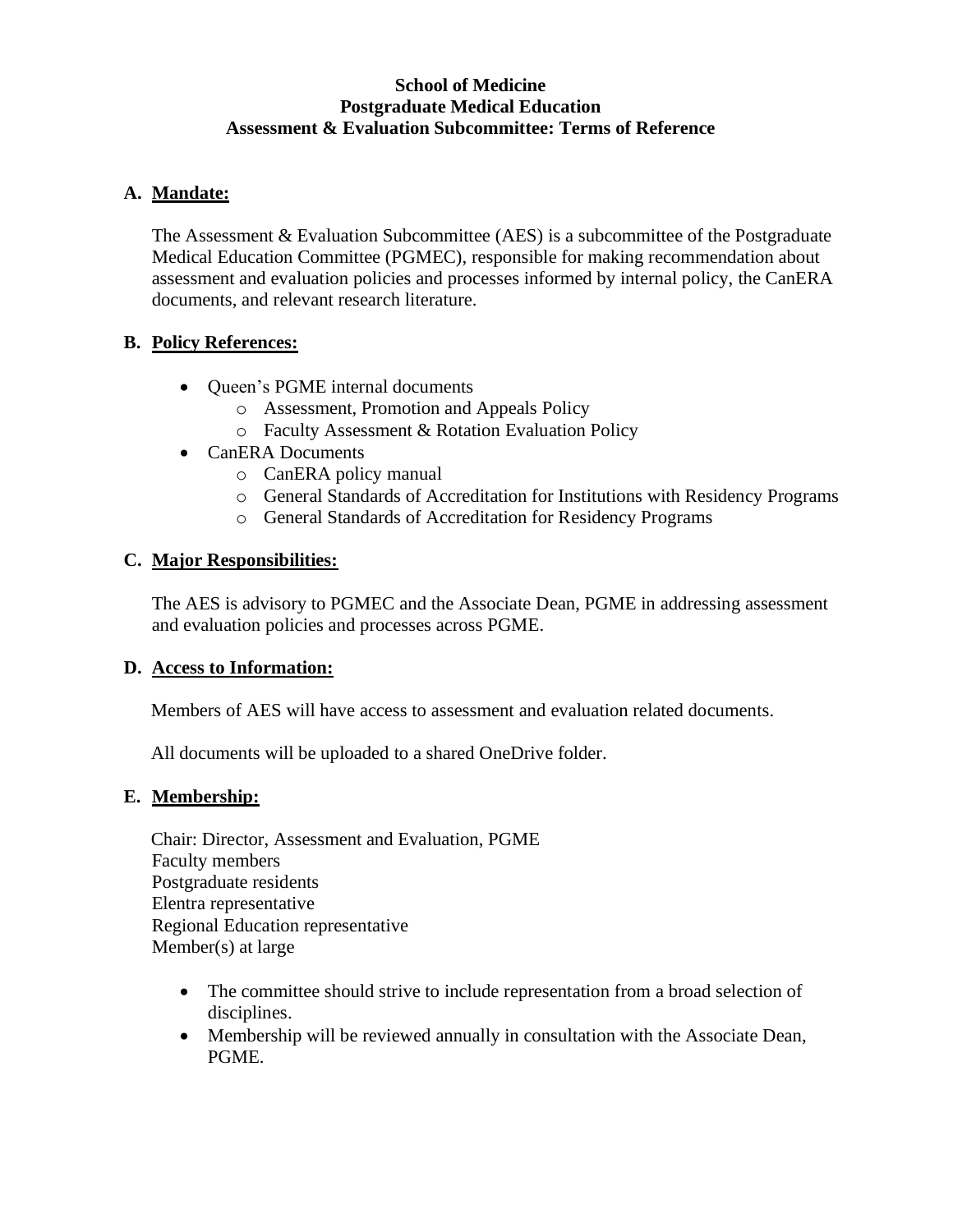# School of Medicine
# Postgraduate Medical Education
# Assessment & Evaluation Subcommittee: Terms of Reference

## A. Mandate:

The Assessment & Evaluation Subcommittee (AES) is a subcommittee of the Postgraduate Medical Education Committee (PGMEC), responsible for making recommendation about assessment and evaluation policies and processes informed by internal policy, the CanERA documents, and relevant research literature.

## B. Policy References:

- Queen's PGME internal documents
  - Assessment, Promotion and Appeals Policy
  - Faculty Assessment & Rotation Evaluation Policy
- CanERA Documents
  - CanERA policy manual
  - General Standards of Accreditation for Institutions with Residency Programs
  - General Standards of Accreditation for Residency Programs

## C. Major Responsibilities:

The AES is advisory to PGMEC and the Associate Dean, PGME in addressing assessment and evaluation policies and processes across PGME.

## D. Access to Information:

Members of AES will have access to assessment and evaluation related documents.

All documents will be uploaded to a shared OneDrive folder.

## E. Membership:

Chair: Director, Assessment and Evaluation, PGME
Faculty members
Postgraduate residents
Elentra representative
Regional Education representative
Member(s) at large

- The committee should strive to include representation from a broad selection of disciplines.
- Membership will be reviewed annually in consultation with the Associate Dean, PGME.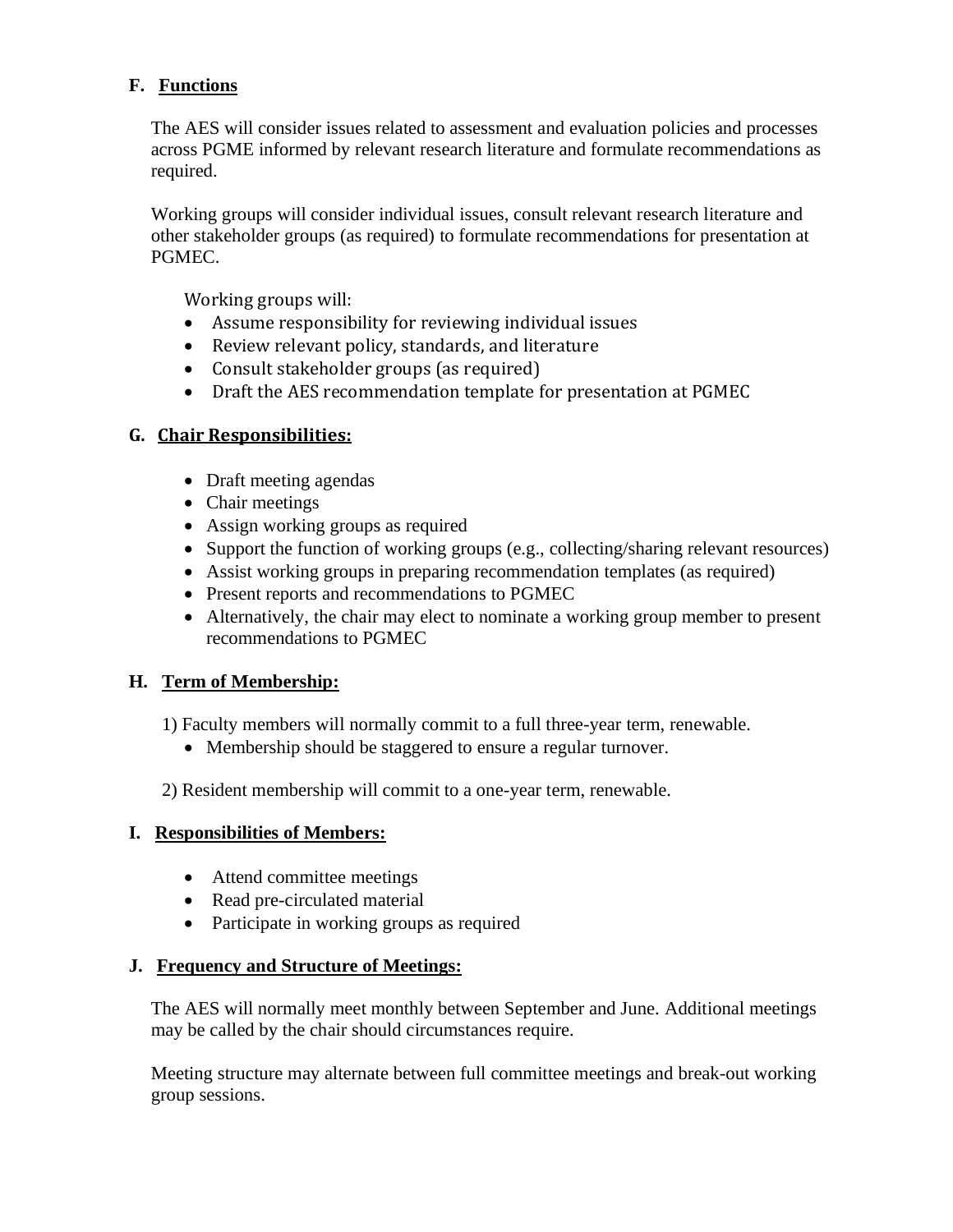## F. Functions

The AES will consider issues related to assessment and evaluation policies and processes across PGME informed by relevant research literature and formulate recommendations as required.

Working groups will consider individual issues, consult relevant research literature and other stakeholder groups (as required) to formulate recommendations for presentation at PGMEC.

Working groups will:

- Assume responsibility for reviewing individual issues
- Review relevant policy, standards, and literature
- Consult stakeholder groups (as required)
- Draft the AES recommendation template for presentation at PGMEC

## G. Chair Responsibilities:

- Draft meeting agendas
- Chair meetings
- Assign working groups as required
- Support the function of working groups (e.g., collecting/sharing relevant resources)
- Assist working groups in preparing recommendation templates (as required)
- Present reports and recommendations to PGMEC
- Alternatively, the chair may elect to nominate a working group member to present recommendations to PGMEC

## H. Term of Membership:

1) Faculty members will normally commit to a full three-year term, renewable.
   - Membership should be staggered to ensure a regular turnover.

2) Resident membership will commit to a one-year term, renewable.

## I. Responsibilities of Members:

- Attend committee meetings
- Read pre-circulated material
- Participate in working groups as required

## J. Frequency and Structure of Meetings:

The AES will normally meet monthly between September and June. Additional meetings may be called by the chair should circumstances require.

Meeting structure may alternate between full committee meetings and break-out working group sessions.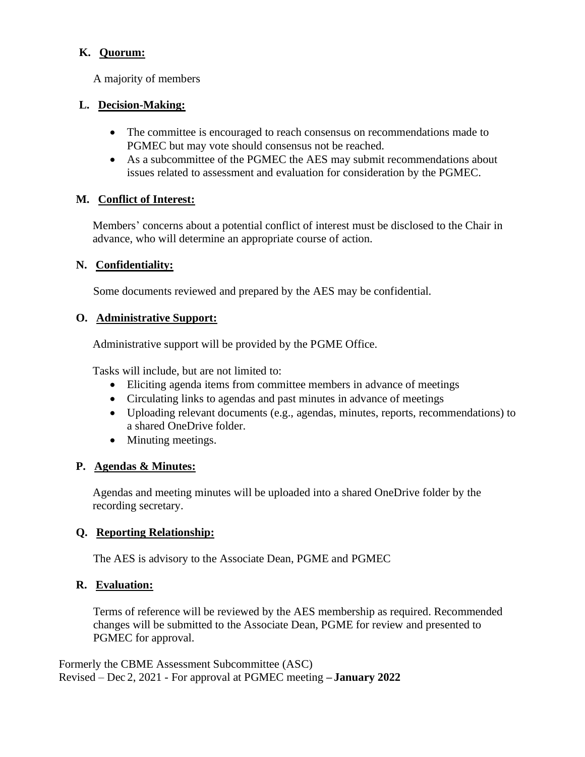### K. Quorum:

A majority of members

### L. Decision-Making:

- The committee is encouraged to reach consensus on recommendations made to PGMEC but may vote should consensus not be reached.
- As a subcommittee of the PGMEC the AES may submit recommendations about issues related to assessment and evaluation for consideration by the PGMEC.

### M. Conflict of Interest:

Members' concerns about a potential conflict of interest must be disclosed to the Chair in advance, who will determine an appropriate course of action.

### N. Confidentiality:

Some documents reviewed and prepared by the AES may be confidential.

### O. Administrative Support:

Administrative support will be provided by the PGME Office.

Tasks will include, but are not limited to:

- Eliciting agenda items from committee members in advance of meetings
- Circulating links to agendas and past minutes in advance of meetings
- Uploading relevant documents (e.g., agendas, minutes, reports, recommendations) to a shared OneDrive folder.
- Minuting meetings.

### P. Agendas & Minutes:

Agendas and meeting minutes will be uploaded into a shared OneDrive folder by the recording secretary.

### Q. Reporting Relationship:

The AES is advisory to the Associate Dean, PGME and PGMEC

### R. Evaluation:

Terms of reference will be reviewed by the AES membership as required. Recommended changes will be submitted to the Associate Dean, PGME for review and presented to PGMEC for approval.

Formerly the CBME Assessment Subcommittee (ASC)
Revised – Dec 2, 2021 - For approval at PGMEC meeting – **January 2022**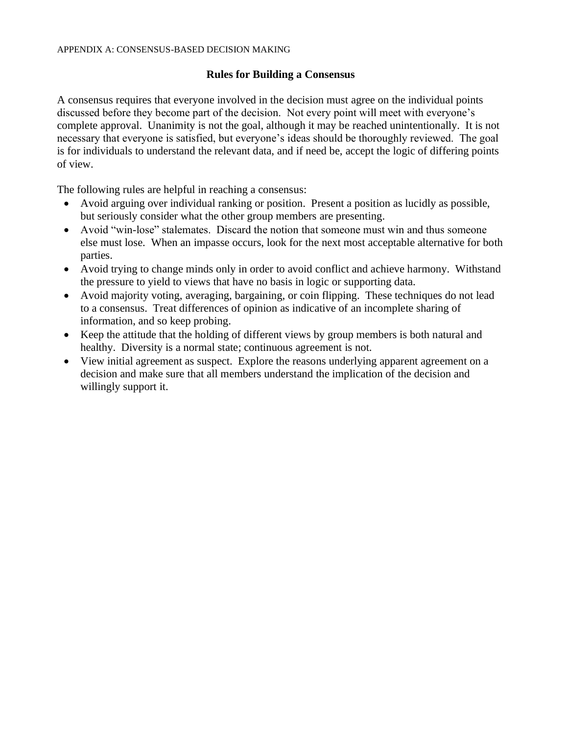APPENDIX A: CONSENSUS-BASED DECISION MAKING

## Rules for Building a Consensus

A consensus requires that everyone involved in the decision must agree on the individual points discussed before they become part of the decision. Not every point will meet with everyone's complete approval. Unanimity is not the goal, although it may be reached unintentionally. It is not necessary that everyone is satisfied, but everyone's ideas should be thoroughly reviewed. The goal is for individuals to understand the relevant data, and if need be, accept the logic of differing points of view.

The following rules are helpful in reaching a consensus:

- Avoid arguing over individual ranking or position. Present a position as lucidly as possible, but seriously consider what the other group members are presenting.
- Avoid "win-lose" stalemates. Discard the notion that someone must win and thus someone else must lose. When an impasse occurs, look for the next most acceptable alternative for both parties.
- Avoid trying to change minds only in order to avoid conflict and achieve harmony. Withstand the pressure to yield to views that have no basis in logic or supporting data.
- Avoid majority voting, averaging, bargaining, or coin flipping. These techniques do not lead to a consensus. Treat differences of opinion as indicative of an incomplete sharing of information, and so keep probing.
- Keep the attitude that the holding of different views by group members is both natural and healthy. Diversity is a normal state; continuous agreement is not.
- View initial agreement as suspect. Explore the reasons underlying apparent agreement on a decision and make sure that all members understand the implication of the decision and willingly support it.